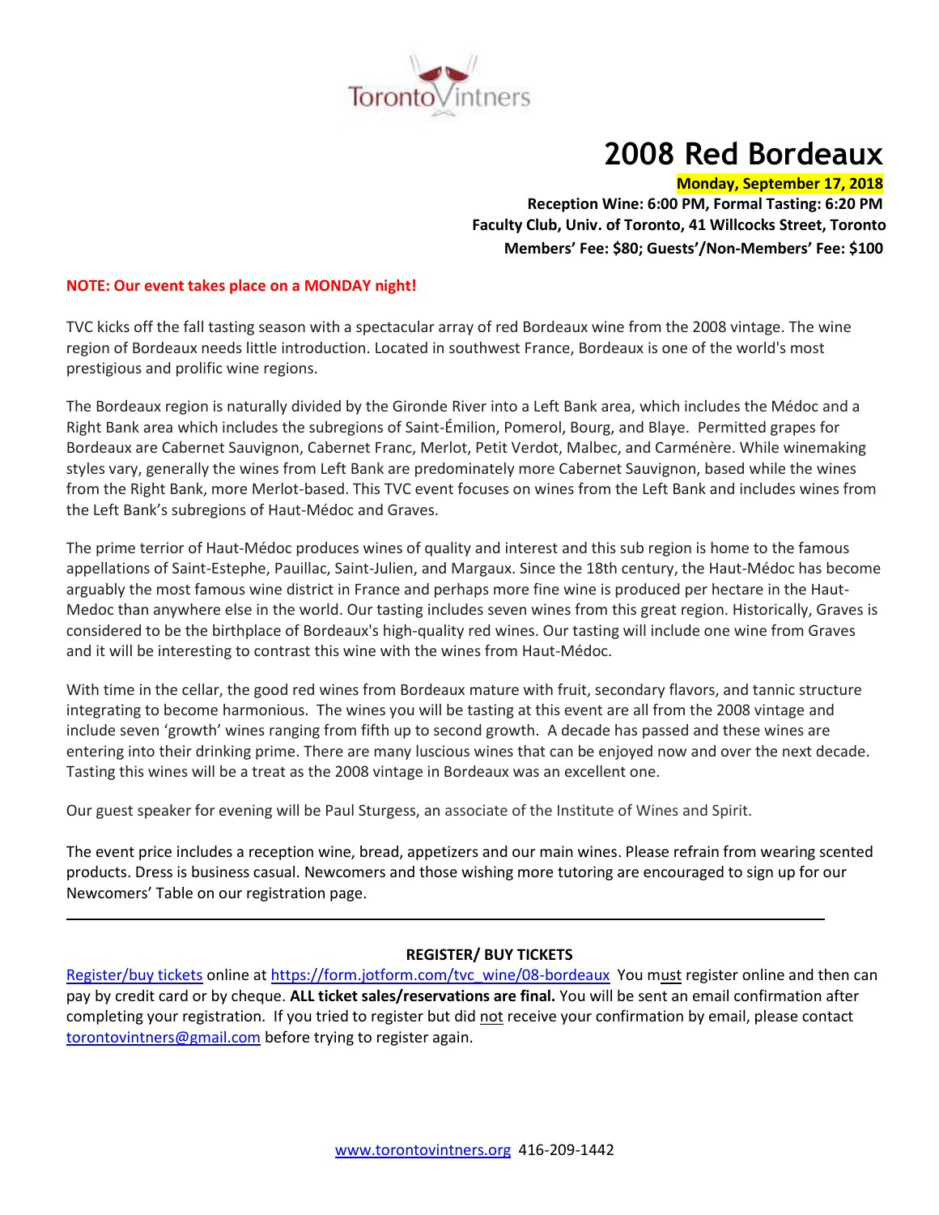TorontoVintners

# 2008 Red Bordeaux

**Monday, September 17, 2018**

**Reception Wine: 6:00 PM, Formal Tasting: 6:20 PM**

**Faculty Club, Univ. of Toronto, 41 Willcocks Street, Toronto**

**Members' Fee: $80; Guests'/Non-Members' Fee: $100**

**NOTE: Our event takes place on a MONDAY night!**

TVC kicks off the fall tasting season with a spectacular array of red Bordeaux wine from the 2008 vintage. The wine region of Bordeaux needs little introduction. Located in southwest France, Bordeaux is one of the world's most prestigious and prolific wine regions.

The Bordeaux region is naturally divided by the Gironde River into a Left Bank area, which includes the Médoc and a Right Bank area which includes the subregions of Saint-Émilion, Pomerol, Bourg, and Blaye. Permitted grapes for Bordeaux are Cabernet Sauvignon, Cabernet Franc, Merlot, Petit Verdot, Malbec, and Carménère. While winemaking styles vary, generally the wines from Left Bank are predominately more Cabernet Sauvignon, based while the wines from the Right Bank, more Merlot-based. This TVC event focuses on wines from the Left Bank and includes wines from the Left Bank's subregions of Haut-Médoc and Graves.

The prime terrior of Haut-Médoc produces wines of quality and interest and this sub region is home to the famous appellations of Saint-Estephe, Pauillac, Saint-Julien, and Margaux. Since the 18th century, the Haut-Médoc has become arguably the most famous wine district in France and perhaps more fine wine is produced per hectare in the Haut-Medoc than anywhere else in the world. Our tasting includes seven wines from this great region. Historically, Graves is considered to be the birthplace of Bordeaux's high-quality red wines. Our tasting will include one wine from Graves and it will be interesting to contrast this wine with the wines from Haut-Médoc.

With time in the cellar, the good red wines from Bordeaux mature with fruit, secondary flavors, and tannic structure integrating to become harmonious. The wines you will be tasting at this event are all from the 2008 vintage and include seven 'growth' wines ranging from fifth up to second growth. A decade has passed and these wines are entering into their drinking prime. There are many luscious wines that can be enjoyed now and over the next decade. Tasting this wines will be a treat as the 2008 vintage in Bordeaux was an excellent one.

Our guest speaker for evening will be Paul Sturgess, an associate of the Institute of Wines and Spirit.

The event price includes a reception wine, bread, appetizers and our main wines. Please refrain from wearing scented products. Dress is business casual. Newcomers and those wishing more tutoring are encouraged to sign up for our Newcomers' Table on our registration page.

---

**REGISTER/ BUY TICKETS**

Register/buy tickets online at https://form.jotform.com/tvc_wine/08-bordeaux You must register online and then can pay by credit card or by cheque. **ALL ticket sales/reservations are final.** You will be sent an email confirmation after completing your registration. If you tried to register but did not receive your confirmation by email, please contact torontovintners@gmail.com before trying to register again.

www.torontovintners.org 416-209-1442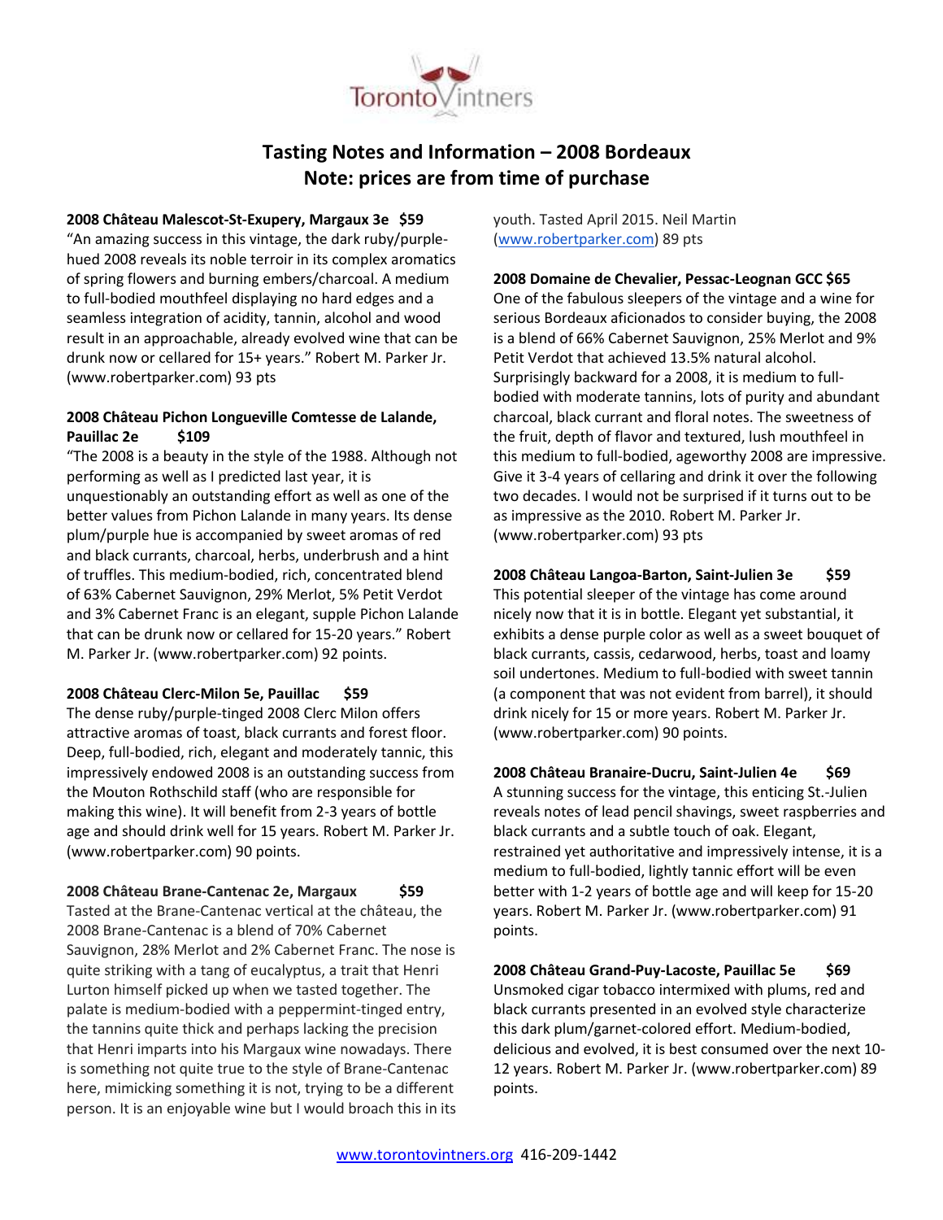# Tasting Notes and Information – 2008 Bordeaux
## Note: prices are from time of purchase

**2008 Château Malescot-St-Exupery, Margaux 3e $59**
"An amazing success in this vintage, the dark ruby/purple-hued 2008 reveals its noble terroir in its complex aromatics of spring flowers and burning embers/charcoal. A medium to full-bodied mouthfeel displaying no hard edges and a seamless integration of acidity, tannin, alcohol and wood result in an approachable, already evolved wine that can be drunk now or cellared for 15+ years." Robert M. Parker Jr. (www.robertparker.com) 93 pts

**2008 Château Pichon Longueville Comtesse de Lalande, Pauillac 2e $109**
"The 2008 is a beauty in the style of the 1988. Although not performing as well as I predicted last year, it is unquestionably an outstanding effort as well as one of the better values from Pichon Lalande in many years. Its dense plum/purple hue is accompanied by sweet aromas of red and black currants, charcoal, herbs, underbrush and a hint of truffles. This medium-bodied, rich, concentrated blend of 63% Cabernet Sauvignon, 29% Merlot, 5% Petit Verdot and 3% Cabernet Franc is an elegant, supple Pichon Lalande that can be drunk now or cellared for 15-20 years." Robert M. Parker Jr. (www.robertparker.com) 92 points.

**2008 Château Clerc-Milon 5e, Pauillac $59**
The dense ruby/purple-tinged 2008 Clerc Milon offers attractive aromas of toast, black currants and forest floor. Deep, full-bodied, rich, elegant and moderately tannic, this impressively endowed 2008 is an outstanding success from the Mouton Rothschild staff (who are responsible for making this wine). It will benefit from 2-3 years of bottle age and should drink well for 15 years. Robert M. Parker Jr. (www.robertparker.com) 90 points.

**2008 Château Brane-Cantenac 2e, Margaux $59**
Tasted at the Brane-Cantenac vertical at the château, the 2008 Brane-Cantenac is a blend of 70% Cabernet Sauvignon, 28% Merlot and 2% Cabernet Franc. The nose is quite striking with a tang of eucalyptus, a trait that Henri Lurton himself picked up when we tasted together. The palate is medium-bodied with a peppermint-tinged entry, the tannins quite thick and perhaps lacking the precision that Henri imparts into his Margaux wine nowadays. There is something not quite true to the style of Brane-Cantenac here, mimicking something it is not, trying to be a different person. It is an enjoyable wine but I would broach this in its youth. Tasted April 2015. Neil Martin (www.robertparker.com) 89 pts

**2008 Domaine de Chevalier, Pessac-Leognan GCC $65**
One of the fabulous sleepers of the vintage and a wine for serious Bordeaux aficionados to consider buying, the 2008 is a blend of 66% Cabernet Sauvignon, 25% Merlot and 9% Petit Verdot that achieved 13.5% natural alcohol. Surprisingly backward for a 2008, it is medium to full-bodied with moderate tannins, lots of purity and abundant charcoal, black currant and floral notes. The sweetness of the fruit, depth of flavor and textured, lush mouthfeel in this medium to full-bodied, ageworthy 2008 are impressive. Give it 3-4 years of cellaring and drink it over the following two decades. I would not be surprised if it turns out to be as impressive as the 2010. Robert M. Parker Jr. (www.robertparker.com) 93 pts

**2008 Château Langoa-Barton, Saint-Julien 3e $59**
This potential sleeper of the vintage has come around nicely now that it is in bottle. Elegant yet substantial, it exhibits a dense purple color as well as a sweet bouquet of black currants, cassis, cedarwood, herbs, toast and loamy soil undertones. Medium to full-bodied with sweet tannin (a component that was not evident from barrel), it should drink nicely for 15 or more years. Robert M. Parker Jr. (www.robertparker.com) 90 points.

**2008 Château Branaire-Ducru, Saint-Julien 4e $69**
A stunning success for the vintage, this enticing St.-Julien reveals notes of lead pencil shavings, sweet raspberries and black currants and a subtle touch of oak. Elegant, restrained yet authoritative and impressively intense, it is a medium to full-bodied, lightly tannic effort will be even better with 1-2 years of bottle age and will keep for 15-20 years. Robert M. Parker Jr. (www.robertparker.com) 91 points.

**2008 Château Grand-Puy-Lacoste, Pauillac 5e $69**
Unsmoked cigar tobacco intermixed with plums, red and black currants presented in an evolved style characterize this dark plum/garnet-colored effort. Medium-bodied, delicious and evolved, it is best consumed over the next 10-12 years. Robert M. Parker Jr. (www.robertparker.com) 89 points.

www.torontovintners.org 416-209-1442